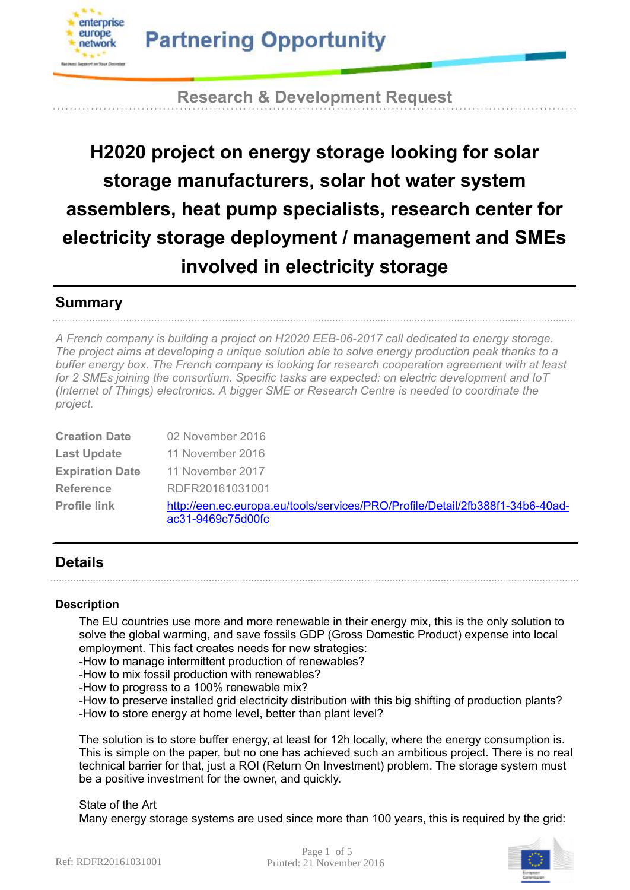# Partnering Opportunity

Research & Development Request

# H2020 project on energy storage looking for solar storage manufacturers, solar hot water system assemblers, heat pump specialists, research center for electricity storage deployment / management and SMEs involved in electricity storage

## Summary

*A French company is building a project on H2020 EEB-06-2017 call dedicated to energy storage. The project aims at developing a unique solution able to solve energy production peak thanks to a buffer energy box. The French company is looking for research cooperation agreement with at least for 2 SMEs joining the consortium. Specific tasks are expected: on electric development and IoT (Internet of Things) electronics. A bigger SME or Research Centre is needed to coordinate the project.*

| | |
|---|---|
| **Creation Date** | 02 November 2016 |
| **Last Update** | 11 November 2016 |
| **Expiration Date** | 11 November 2017 |
| **Reference** | RDFR20161031001 |
| **Profile link** | http://een.ec.europa.eu/tools/services/PRO/Profile/Detail/2fb388f1-34b6-40ad-ac31-9469c75d00fc |

## Details

### Description

The EU countries use more and more renewable in their energy mix, this is the only solution to solve the global warming, and save fossils GDP (Gross Domestic Product) expense into local employment. This fact creates needs for new strategies:
-How to manage intermittent production of renewables?
-How to mix fossil production with renewables?
-How to progress to a 100% renewable mix?
-How to preserve installed grid electricity distribution with this big shifting of production plants?
-How to store energy at home level, better than plant level?

The solution is to store buffer energy, at least for 12h locally, where the energy consumption is. This is simple on the paper, but no one has achieved such an ambitious project. There is no real technical barrier for that, just a ROI (Return On Investment) problem. The storage system must be a positive investment for the owner, and quickly.

State of the Art
Many energy storage systems are used since more than 100 years, this is required by the grid: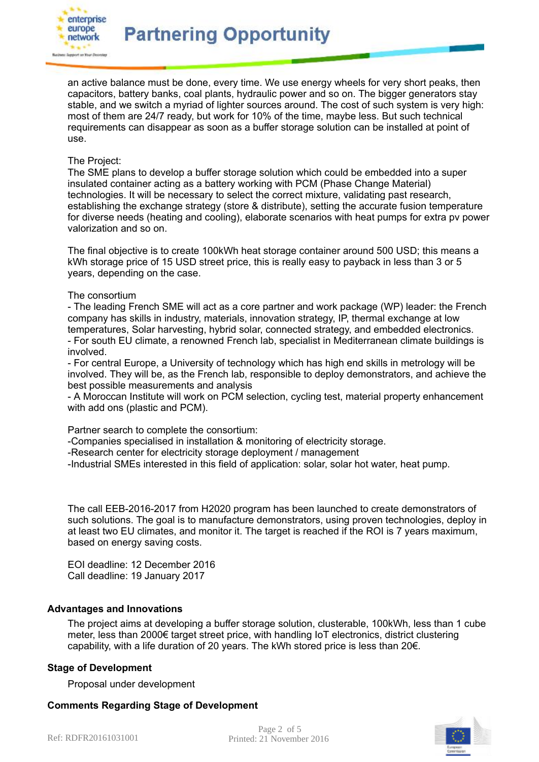an active balance must be done, every time. We use energy wheels for very short peaks, then capacitors, battery banks, coal plants, hydraulic power and so on. The bigger generators stay stable, and we switch a myriad of lighter sources around. The cost of such system is very high: most of them are 24/7 ready, but work for 10% of the time, maybe less. But such technical requirements can disappear as soon as a buffer storage solution can be installed at point of use.

The Project:
The SME plans to develop a buffer storage solution which could be embedded into a super insulated container acting as a battery working with PCM (Phase Change Material) technologies. It will be necessary to select the correct mixture, validating past research, establishing the exchange strategy (store & distribute), setting the accurate fusion temperature for diverse needs (heating and cooling), elaborate scenarios with heat pumps for extra pv power valorization and so on.

The final objective is to create 100kWh heat storage container around 500 USD; this means a kWh storage price of 15 USD street price, this is really easy to payback in less than 3 or 5 years, depending on the case.

The consortium
- The leading French SME will act as a core partner and work package (WP) leader: the French company has skills in industry, materials, innovation strategy, IP, thermal exchange at low temperatures, Solar harvesting, hybrid solar, connected strategy, and embedded electronics.
- For south EU climate, a renowned French lab, specialist in Mediterranean climate buildings is involved.
- For central Europe, a University of technology which has high end skills in metrology will be involved. They will be, as the French lab, responsible to deploy demonstrators, and achieve the best possible measurements and analysis
- A Moroccan Institute will work on PCM selection, cycling test, material property enhancement with add ons (plastic and PCM).

Partner search to complete the consortium:
-Companies specialised in installation & monitoring of electricity storage.
-Research center for electricity storage deployment / management
-Industrial SMEs interested in this field of application: solar, solar hot water, heat pump.

The call EEB-2016-2017 from H2020 program has been launched to create demonstrators of such solutions. The goal is to manufacture demonstrators, using proven technologies, deploy in at least two EU climates, and monitor it. The target is reached if the ROI is 7 years maximum, based on energy saving costs.

EOI deadline: 12 December 2016
Call deadline: 19 January 2017

### Advantages and Innovations

The project aims at developing a buffer storage solution, clusterable, 100kWh, less than 1 cube meter, less than 2000€ target street price, with handling IoT electronics, district clustering capability, with a life duration of 20 years. The kWh stored price is less than 20€.

### Stage of Development

Proposal under development

### Comments Regarding Stage of Development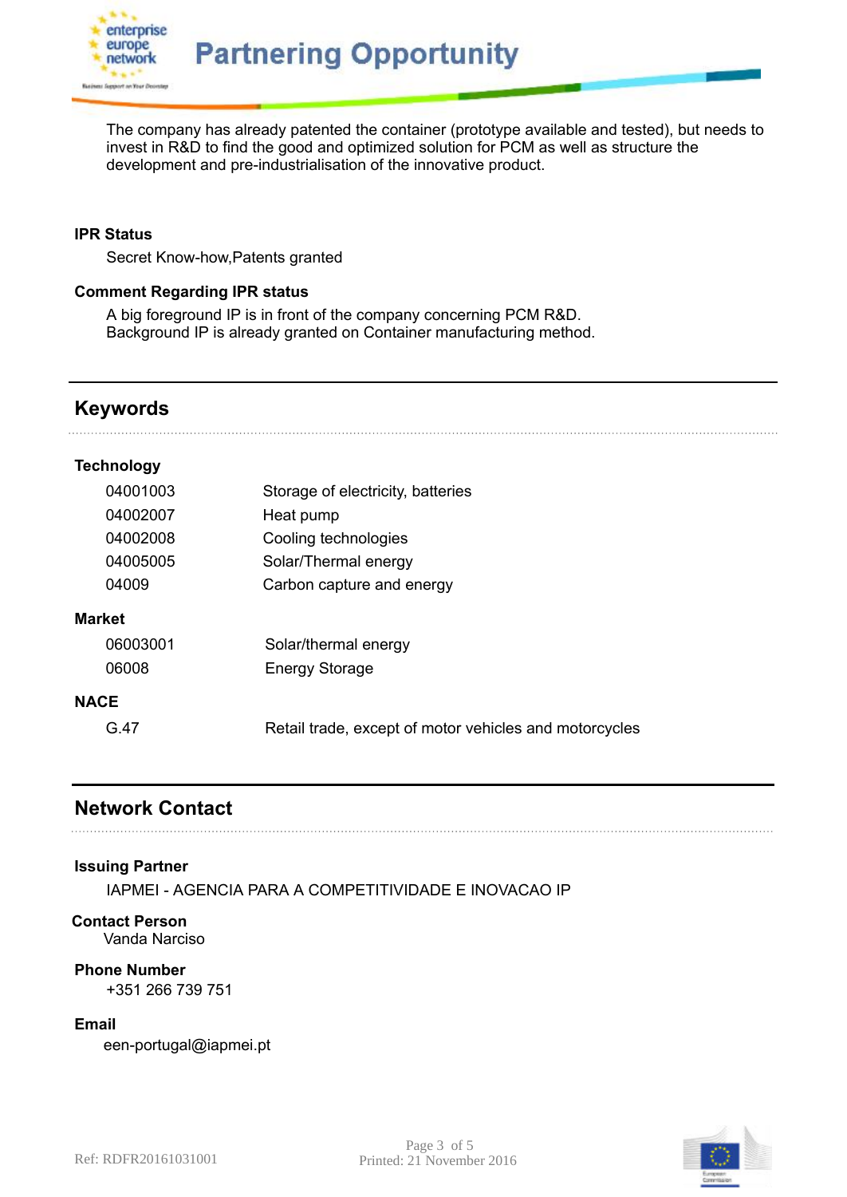The company has already patented the container (prototype available and tested), but needs to invest in R&D to find the good and optimized solution for PCM as well as structure the development and pre-industrialisation of the innovative product.

### IPR Status

Secret Know-how,Patents granted

### Comment Regarding IPR status

A big foreground IP is in front of the company concerning PCM R&D.
Background IP is already granted on Container manufacturing method.

## Keywords

### Technology

| | |
|---|---|
| 04001003 | Storage of electricity, batteries |
| 04002007 | Heat pump |
| 04002008 | Cooling technologies |
| 04005005 | Solar/Thermal energy |
| 04009 | Carbon capture and energy |

### Market

| | |
|---|---|
| 06003001 | Solar/thermal energy |
| 06008 | Energy Storage |

### NACE

| | |
|---|---|
| G.47 | Retail trade, except of motor vehicles and motorcycles |

## Network Contact

### Issuing Partner

IAPMEI - AGENCIA PARA A COMPETITIVIDADE E INOVACAO IP

### Contact Person

Vanda Narciso

### Phone Number

+351 266 739 751

### Email

een-portugal@iapmei.pt

Ref: RDFR20161031001

Printed: 21 November 2016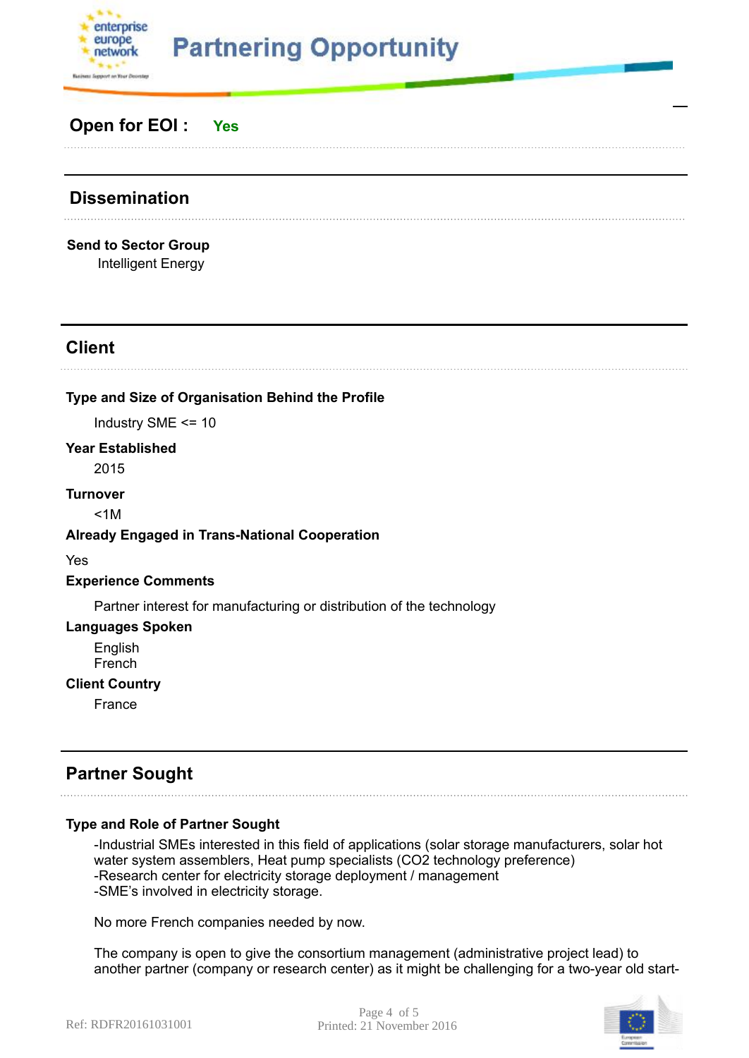**Open for EOI :** Yes

## Dissemination

**Send to Sector Group**

Intelligent Energy

## Client

**Type and Size of Organisation Behind the Profile**

Industry SME <= 10

**Year Established**

2015

**Turnover**

<1M

**Already Engaged in Trans-National Cooperation**

Yes

**Experience Comments**

Partner interest for manufacturing or distribution of the technology

**Languages Spoken**

English
French

**Client Country**

France

## Partner Sought

**Type and Role of Partner Sought**

-Industrial SMEs interested in this field of applications (solar storage manufacturers, solar hot water system assemblers, Heat pump specialists ($CO_2$ technology preference)
-Research center for electricity storage deployment / management
-SME's involved in electricity storage.

No more French companies needed by now.

The company is open to give the consortium management (administrative project lead) to another partner (company or research center) as it might be challenging for a two-year old start-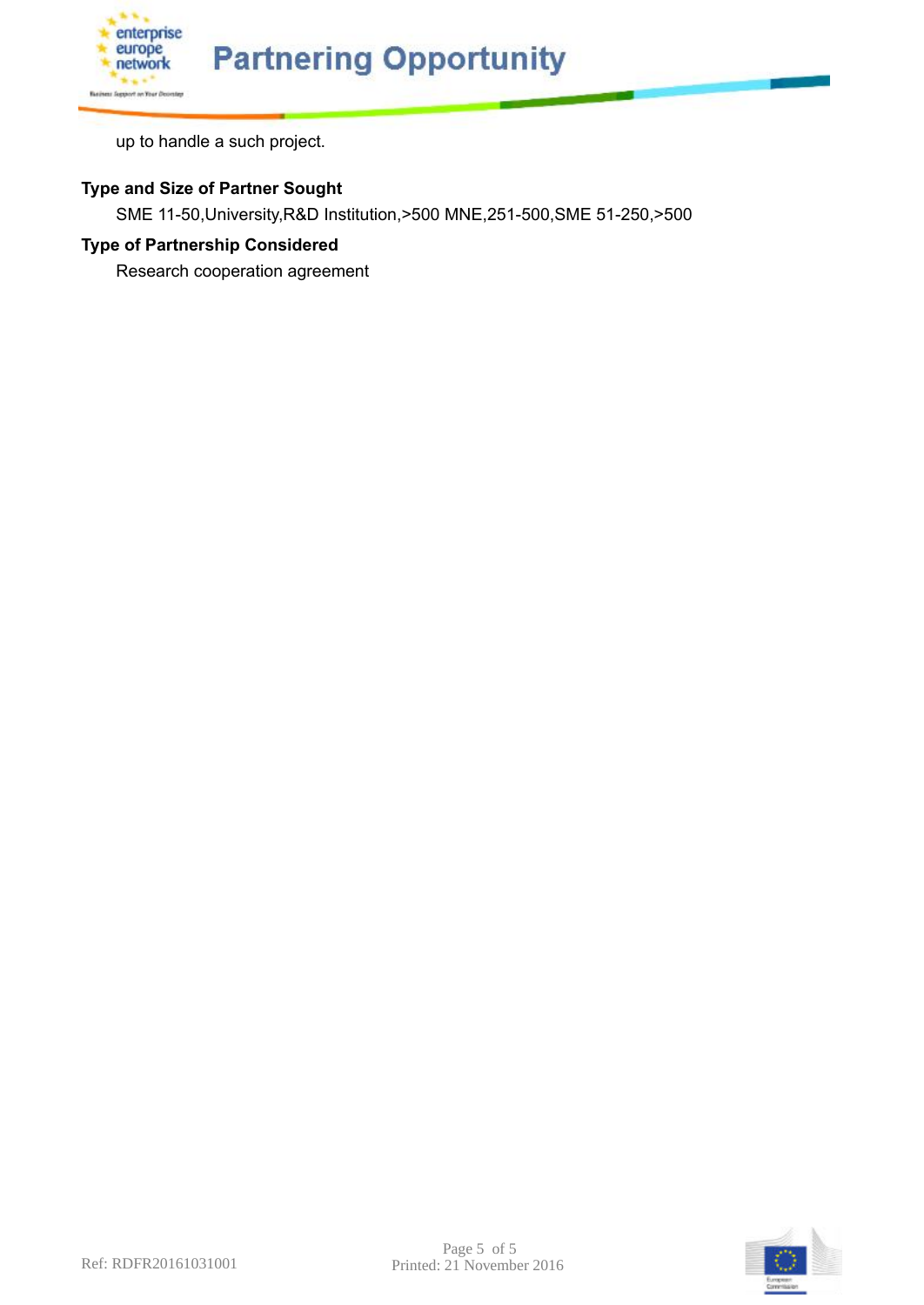up to handle a such project.

**Type and Size of Partner Sought**

SME 11-50,University,R&D Institution,>500 MNE,251-500,SME 51-250,>500

**Type of Partnership Considered**

Research cooperation agreement